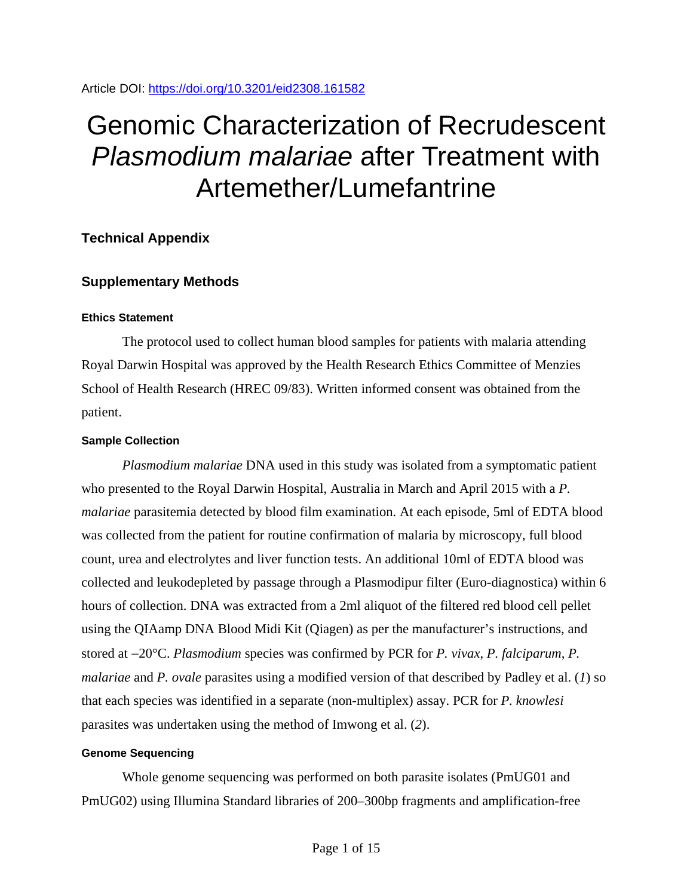Article DOI: https://doi.org/10.3201/eid2308.161582

# Genomic Characterization of Recrudescent *Plasmodium malariae* after Treatment with Artemether/Lumefantrine

## Technical Appendix

## Supplementary Methods

### Ethics Statement

The protocol used to collect human blood samples for patients with malaria attending Royal Darwin Hospital was approved by the Health Research Ethics Committee of Menzies School of Health Research (HREC 09/83). Written informed consent was obtained from the patient.

### Sample Collection

*Plasmodium malariae* DNA used in this study was isolated from a symptomatic patient who presented to the Royal Darwin Hospital, Australia in March and April 2015 with a *P. malariae* parasitemia detected by blood film examination. At each episode, 5ml of EDTA blood was collected from the patient for routine confirmation of malaria by microscopy, full blood count, urea and electrolytes and liver function tests. An additional 10ml of EDTA blood was collected and leukodepleted by passage through a Plasmodipur filter (Euro-diagnostica) within 6 hours of collection. DNA was extracted from a 2ml aliquot of the filtered red blood cell pellet using the QIAamp DNA Blood Midi Kit (Qiagen) as per the manufacturer's instructions, and stored at –20°C. *Plasmodium* species was confirmed by PCR for *P. vivax*, *P. falciparum*, *P. malariae* and *P. ovale* parasites using a modified version of that described by Padley et al. (*1*) so that each species was identified in a separate (non-multiplex) assay. PCR for *P. knowlesi* parasites was undertaken using the method of Imwong et al. (*2*).

### Genome Sequencing

Whole genome sequencing was performed on both parasite isolates (PmUG01 and PmUG02) using Illumina Standard libraries of 200–300bp fragments and amplification-free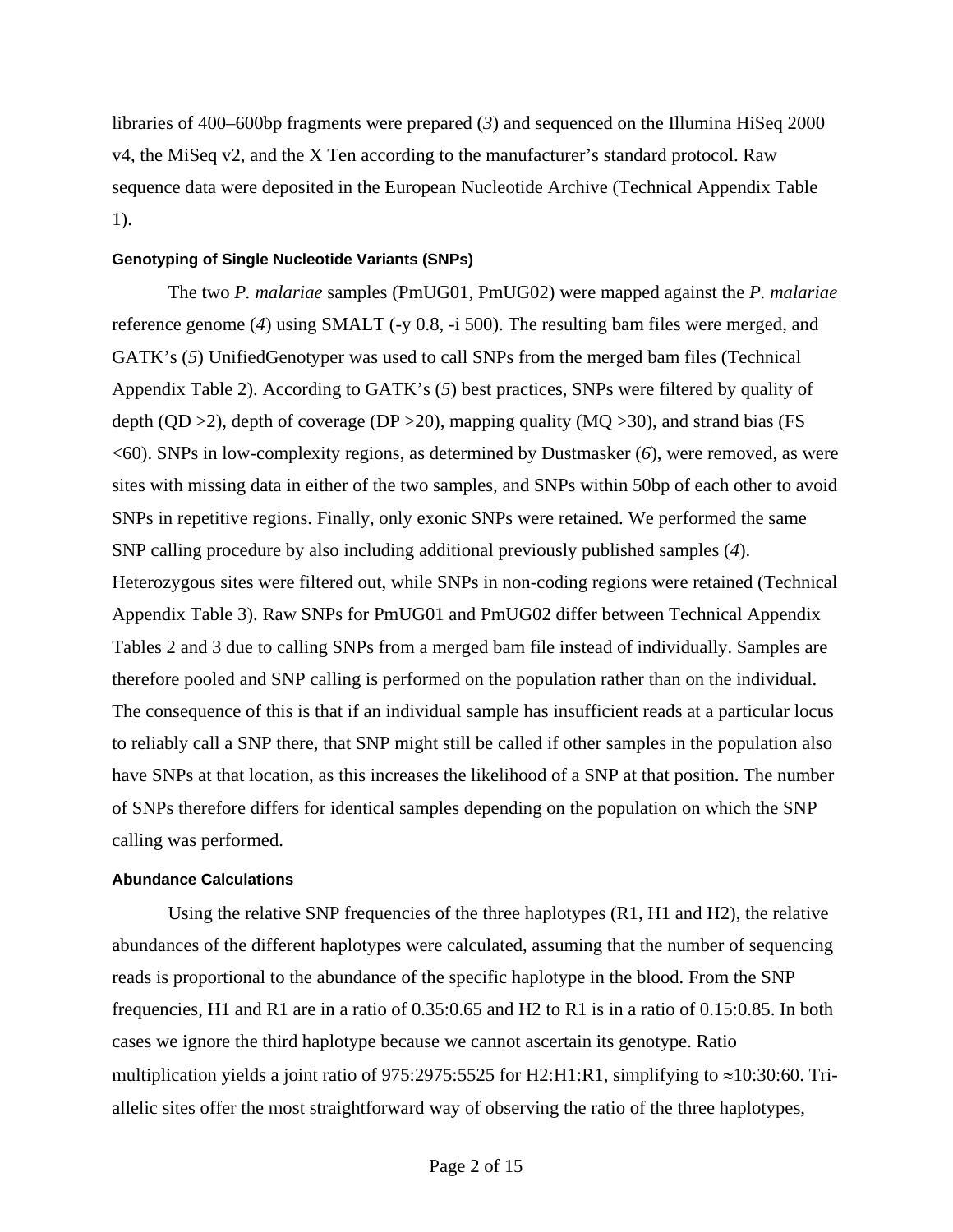libraries of 400–600bp fragments were prepared (*3*) and sequenced on the Illumina HiSeq 2000 v4, the MiSeq v2, and the X Ten according to the manufacturer's standard protocol. Raw sequence data were deposited in the European Nucleotide Archive (Technical Appendix Table 1).

#### Genotyping of Single Nucleotide Variants (SNPs)

The two *P. malariae* samples (PmUG01, PmUG02) were mapped against the *P. malariae* reference genome (*4*) using SMALT (-y 0.8, -i 500). The resulting bam files were merged, and GATK's (*5*) UnifiedGenotyper was used to call SNPs from the merged bam files (Technical Appendix Table 2). According to GATK's (*5*) best practices, SNPs were filtered by quality of depth (QD >2), depth of coverage (DP >20), mapping quality (MQ >30), and strand bias (FS <60). SNPs in low-complexity regions, as determined by Dustmasker (*6*), were removed, as were sites with missing data in either of the two samples, and SNPs within 50bp of each other to avoid SNPs in repetitive regions. Finally, only exonic SNPs were retained. We performed the same SNP calling procedure by also including additional previously published samples (*4*). Heterozygous sites were filtered out, while SNPs in non-coding regions were retained (Technical Appendix Table 3). Raw SNPs for PmUG01 and PmUG02 differ between Technical Appendix Tables 2 and 3 due to calling SNPs from a merged bam file instead of individually. Samples are therefore pooled and SNP calling is performed on the population rather than on the individual. The consequence of this is that if an individual sample has insufficient reads at a particular locus to reliably call a SNP there, that SNP might still be called if other samples in the population also have SNPs at that location, as this increases the likelihood of a SNP at that position. The number of SNPs therefore differs for identical samples depending on the population on which the SNP calling was performed.

#### Abundance Calculations

Using the relative SNP frequencies of the three haplotypes (R1, H1 and H2), the relative abundances of the different haplotypes were calculated, assuming that the number of sequencing reads is proportional to the abundance of the specific haplotype in the blood. From the SNP frequencies, H1 and R1 are in a ratio of 0.35:0.65 and H2 to R1 is in a ratio of 0.15:0.85. In both cases we ignore the third haplotype because we cannot ascertain its genotype. Ratio multiplication yields a joint ratio of 975:2975:5525 for H2:H1:R1, simplifying to ≈10:30:60. Tri-allelic sites offer the most straightforward way of observing the ratio of the three haplotypes,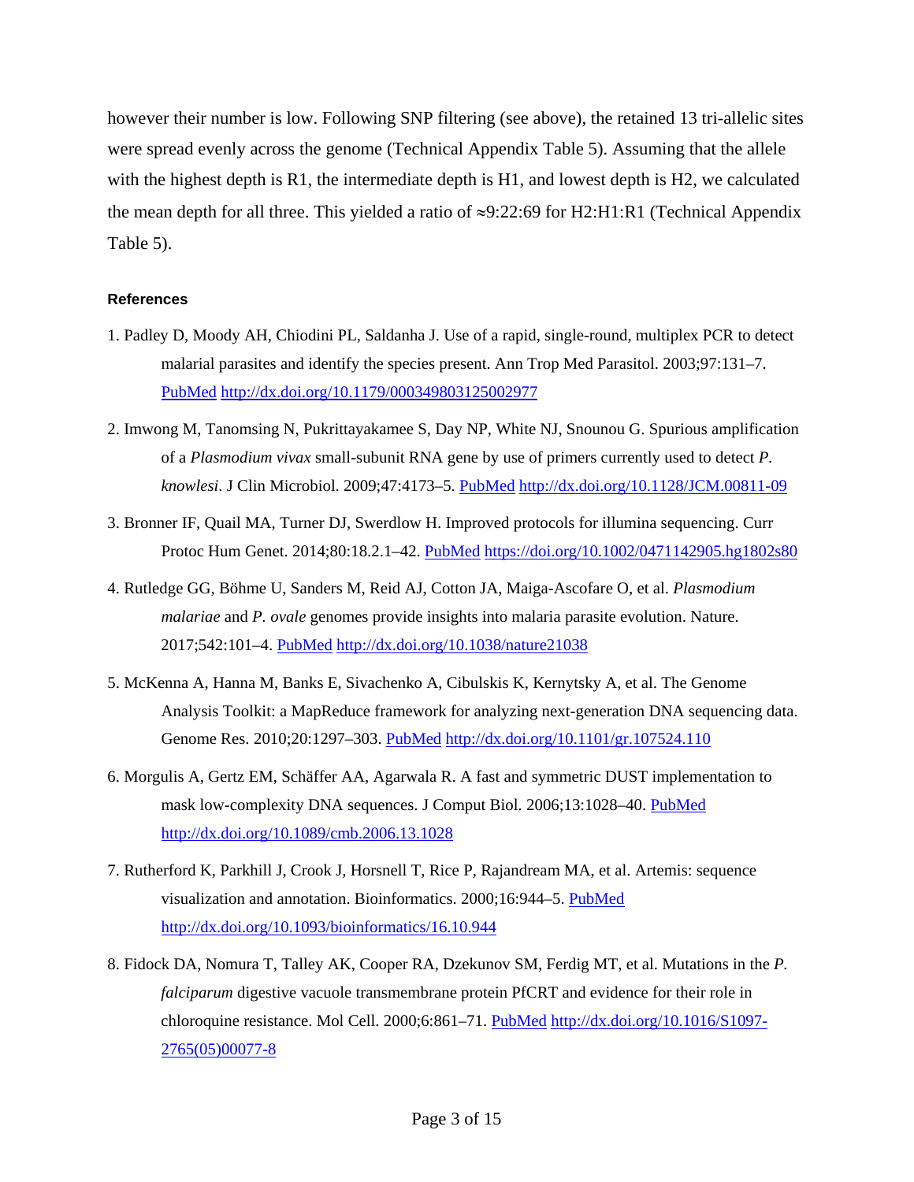however their number is low. Following SNP filtering (see above), the retained 13 tri-allelic sites were spread evenly across the genome (Technical Appendix Table 5). Assuming that the allele with the highest depth is R1, the intermediate depth is H1, and lowest depth is H2, we calculated the mean depth for all three. This yielded a ratio of ≈9:22:69 for H2:H1:R1 (Technical Appendix Table 5).

#### References

1. Padley D, Moody AH, Chiodini PL, Saldanha J. Use of a rapid, single-round, multiplex PCR to detect malarial parasites and identify the species present. Ann Trop Med Parasitol. 2003;97:131–7. PubMed http://dx.doi.org/10.1179/000349803125002977
2. Imwong M, Tanomsing N, Pukrittayakamee S, Day NP, White NJ, Snounou G. Spurious amplification of a *Plasmodium vivax* small-subunit RNA gene by use of primers currently used to detect *P. knowlesi*. J Clin Microbiol. 2009;47:4173–5. PubMed http://dx.doi.org/10.1128/JCM.00811-09
3. Bronner IF, Quail MA, Turner DJ, Swerdlow H. Improved protocols for illumina sequencing. Curr Protoc Hum Genet. 2014;80:18.2.1–42. PubMed https://doi.org/10.1002/0471142905.hg1802s80
4. Rutledge GG, Böhme U, Sanders M, Reid AJ, Cotton JA, Maiga-Ascofare O, et al. *Plasmodium malariae* and *P. ovale* genomes provide insights into malaria parasite evolution. Nature. 2017;542:101–4. PubMed http://dx.doi.org/10.1038/nature21038
5. McKenna A, Hanna M, Banks E, Sivachenko A, Cibulskis K, Kernytsky A, et al. The Genome Analysis Toolkit: a MapReduce framework for analyzing next-generation DNA sequencing data. Genome Res. 2010;20:1297–303. PubMed http://dx.doi.org/10.1101/gr.107524.110
6. Morgulis A, Gertz EM, Schäffer AA, Agarwala R. A fast and symmetric DUST implementation to mask low-complexity DNA sequences. J Comput Biol. 2006;13:1028–40. PubMed http://dx.doi.org/10.1089/cmb.2006.13.1028
7. Rutherford K, Parkhill J, Crook J, Horsnell T, Rice P, Rajandream MA, et al. Artemis: sequence visualization and annotation. Bioinformatics. 2000;16:944–5. PubMed http://dx.doi.org/10.1093/bioinformatics/16.10.944
8. Fidock DA, Nomura T, Talley AK, Cooper RA, Dzekunov SM, Ferdig MT, et al. Mutations in the *P. falciparum* digestive vacuole transmembrane protein PfCRT and evidence for their role in chloroquine resistance. Mol Cell. 2000;6:861–71. PubMed http://dx.doi.org/10.1016/S1097-2765(05)00077-8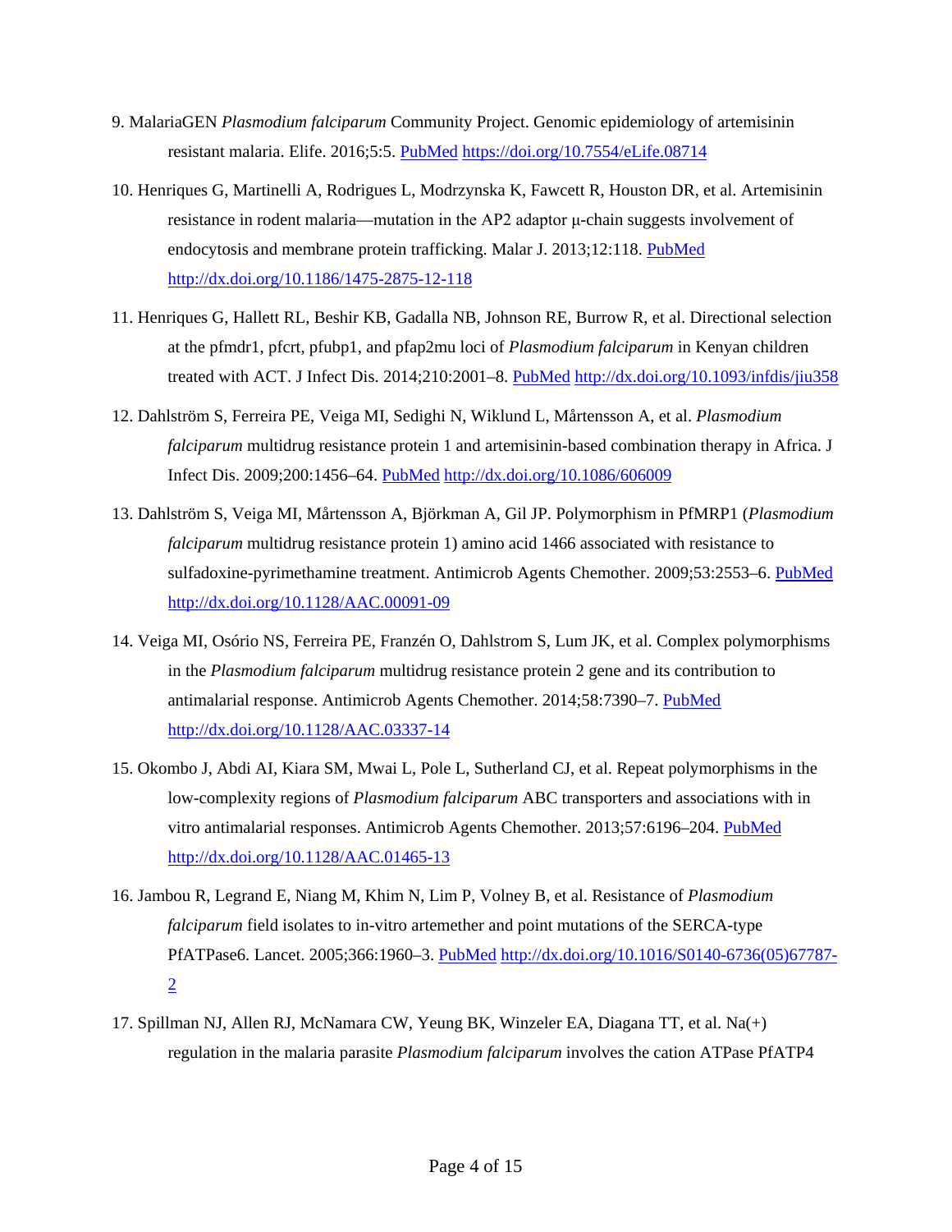9. MalariaGEN *Plasmodium falciparum* Community Project. Genomic epidemiology of artemisinin resistant malaria. Elife. 2016;5:5. [PubMed](https://doi.org/10.7554/eLife.08714) https://doi.org/10.7554/eLife.08714

10. Henriques G, Martinelli A, Rodrigues L, Modrzynska K, Fawcett R, Houston DR, et al. Artemisinin resistance in rodent malaria—mutation in the AP2 adaptor μ-chain suggests involvement of endocytosis and membrane protein trafficking. Malar J. 2013;12:118. PubMed http://dx.doi.org/10.1186/1475-2875-12-118

11. Henriques G, Hallett RL, Beshir KB, Gadalla NB, Johnson RE, Burrow R, et al. Directional selection at the pfmdr1, pfcrt, pfubp1, and pfap2mu loci of *Plasmodium falciparum* in Kenyan children treated with ACT. J Infect Dis. 2014;210:2001–8. PubMed http://dx.doi.org/10.1093/infdis/jiu358

12. Dahlström S, Ferreira PE, Veiga MI, Sedighi N, Wiklund L, Mårtensson A, et al. *Plasmodium falciparum* multidrug resistance protein 1 and artemisinin-based combination therapy in Africa. J Infect Dis. 2009;200:1456–64. PubMed http://dx.doi.org/10.1086/606009

13. Dahlström S, Veiga MI, Mårtensson A, Björkman A, Gil JP. Polymorphism in PfMRP1 (*Plasmodium falciparum* multidrug resistance protein 1) amino acid 1466 associated with resistance to sulfadoxine-pyrimethamine treatment. Antimicrob Agents Chemother. 2009;53:2553–6. PubMed http://dx.doi.org/10.1128/AAC.00091-09

14. Veiga MI, Osório NS, Ferreira PE, Franzén O, Dahlstrom S, Lum JK, et al. Complex polymorphisms in the *Plasmodium falciparum* multidrug resistance protein 2 gene and its contribution to antimalarial response. Antimicrob Agents Chemother. 2014;58:7390–7. PubMed http://dx.doi.org/10.1128/AAC.03337-14

15. Okombo J, Abdi AI, Kiara SM, Mwai L, Pole L, Sutherland CJ, et al. Repeat polymorphisms in the low-complexity regions of *Plasmodium falciparum* ABC transporters and associations with in vitro antimalarial responses. Antimicrob Agents Chemother. 2013;57:6196–204. PubMed http://dx.doi.org/10.1128/AAC.01465-13

16. Jambou R, Legrand E, Niang M, Khim N, Lim P, Volney B, et al. Resistance of *Plasmodium falciparum* field isolates to in-vitro artemether and point mutations of the SERCA-type PfATPase6. Lancet. 2005;366:1960–3. PubMed http://dx.doi.org/10.1016/S0140-6736(05)67787-2

17. Spillman NJ, Allen RJ, McNamara CW, Yeung BK, Winzeler EA, Diagana TT, et al. Na(+) regulation in the malaria parasite *Plasmodium falciparum* involves the cation ATPase PfATP4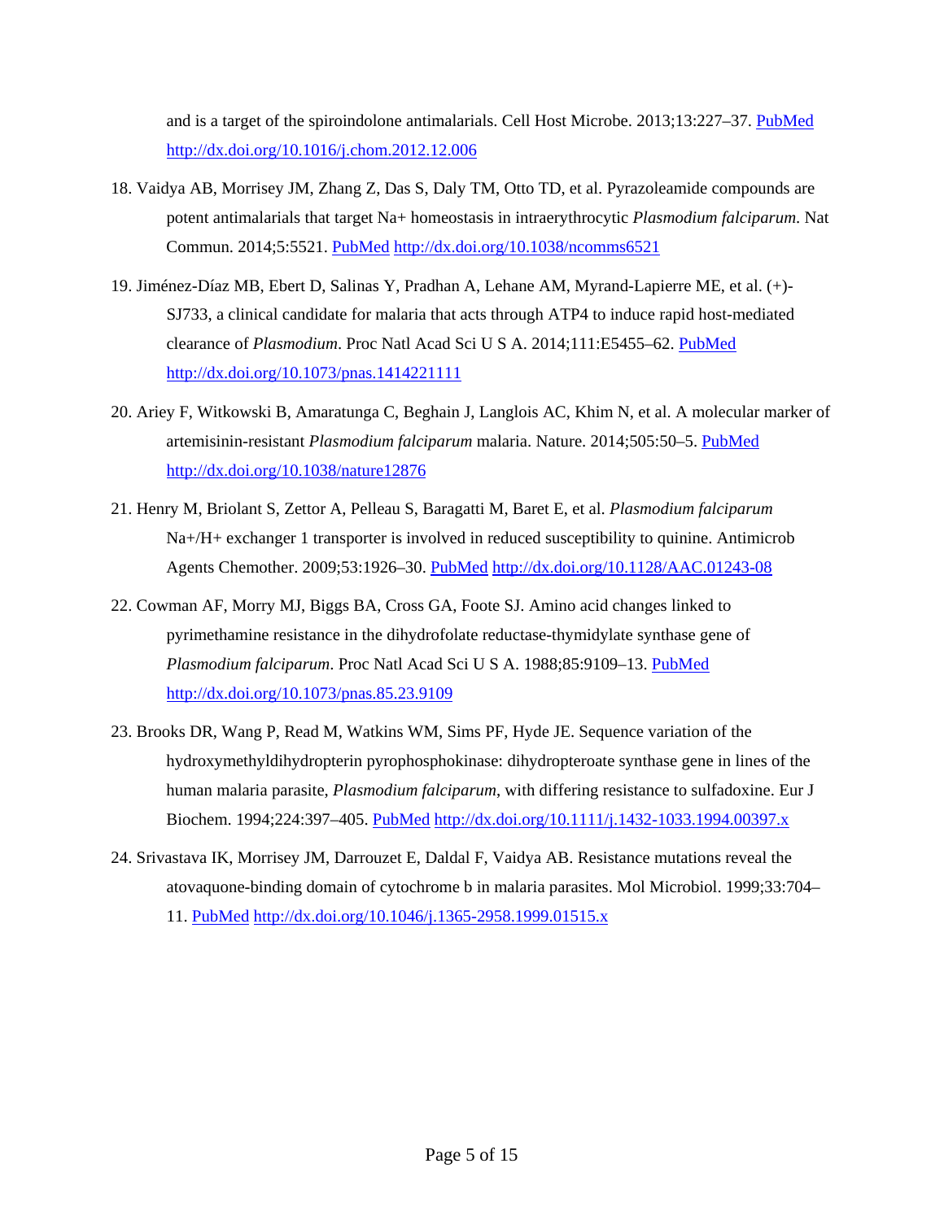and is a target of the spiroindolone antimalarials. Cell Host Microbe. 2013;13:227–37. PubMed http://dx.doi.org/10.1016/j.chom.2012.12.006

18. Vaidya AB, Morrisey JM, Zhang Z, Das S, Daly TM, Otto TD, et al. Pyrazoleamide compounds are potent antimalarials that target Na+ homeostasis in intraerythrocytic *Plasmodium falciparum*. Nat Commun. 2014;5:5521. PubMed http://dx.doi.org/10.1038/ncomms6521

19. Jiménez-Díaz MB, Ebert D, Salinas Y, Pradhan A, Lehane AM, Myrand-Lapierre ME, et al. (+)-SJ733, a clinical candidate for malaria that acts through ATP4 to induce rapid host-mediated clearance of *Plasmodium*. Proc Natl Acad Sci U S A. 2014;111:E5455–62. PubMed http://dx.doi.org/10.1073/pnas.1414221111

20. Ariey F, Witkowski B, Amaratunga C, Beghain J, Langlois AC, Khim N, et al. A molecular marker of artemisinin-resistant *Plasmodium falciparum* malaria. Nature. 2014;505:50–5. PubMed http://dx.doi.org/10.1038/nature12876

21. Henry M, Briolant S, Zettor A, Pelleau S, Baragatti M, Baret E, et al. *Plasmodium falciparum* Na+/H+ exchanger 1 transporter is involved in reduced susceptibility to quinine. Antimicrob Agents Chemother. 2009;53:1926–30. PubMed http://dx.doi.org/10.1128/AAC.01243-08

22. Cowman AF, Morry MJ, Biggs BA, Cross GA, Foote SJ. Amino acid changes linked to pyrimethamine resistance in the dihydrofolate reductase-thymidylate synthase gene of *Plasmodium falciparum*. Proc Natl Acad Sci U S A. 1988;85:9109–13. PubMed http://dx.doi.org/10.1073/pnas.85.23.9109

23. Brooks DR, Wang P, Read M, Watkins WM, Sims PF, Hyde JE. Sequence variation of the hydroxymethyldihydropterin pyrophosphokinase: dihydropteroate synthase gene in lines of the human malaria parasite, *Plasmodium falciparum*, with differing resistance to sulfadoxine. Eur J Biochem. 1994;224:397–405. PubMed http://dx.doi.org/10.1111/j.1432-1033.1994.00397.x

24. Srivastava IK, Morrisey JM, Darrouzet E, Daldal F, Vaidya AB. Resistance mutations reveal the atovaquone-binding domain of cytochrome b in malaria parasites. Mol Microbiol. 1999;33:704–11. PubMed http://dx.doi.org/10.1046/j.1365-2958.1999.01515.x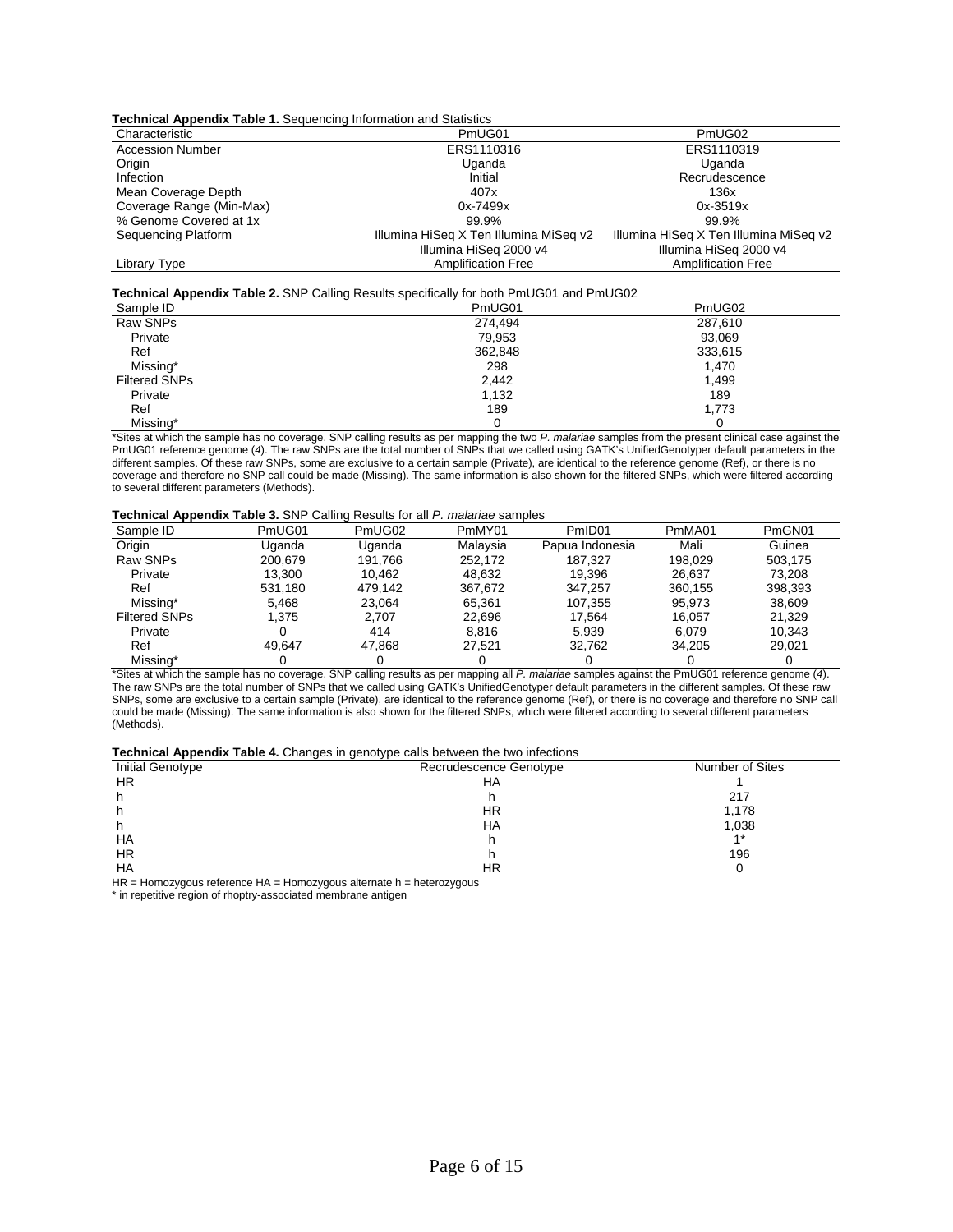**Technical Appendix Table 1.** Sequencing Information and Statistics

| Characteristic | PmUG01 | PmUG02 |
|---|---|---|
| Accession Number | ERS1110316 | ERS1110319 |
| Origin | Uganda | Uganda |
| Infection | Initial | Recrudescence |
| Mean Coverage Depth | 407x | 136x |
| Coverage Range (Min-Max) | 0x-7499x | 0x-3519x |
| % Genome Covered at 1x | 99.9% | 99.9% |
| Sequencing Platform | Illumina HiSeq X Ten Illumina MiSeq v2 Illumina HiSeq 2000 v4 | Illumina HiSeq X Ten Illumina MiSeq v2 Illumina HiSeq 2000 v4 |
| Library Type | Amplification Free | Amplification Free |

**Technical Appendix Table 2.** SNP Calling Results specifically for both PmUG01 and PmUG02

| Sample ID | PmUG01 | PmUG02 |
|---|---|---|
| Raw SNPs | 274,494 | 287,610 |
| Private | 79,953 | 93,069 |
| Ref | 362,848 | 333,615 |
| Missing* | 298 | 1,470 |
| Filtered SNPs | 2,442 | 1,499 |
| Private | 1,132 | 189 |
| Ref | 189 | 1,773 |
| Missing* | 0 | 0 |

*Sites at which the sample has no coverage. SNP calling results as per mapping the two *P. malariae* samples from the present clinical case against the PmUG01 reference genome (*4*). The raw SNPs are the total number of SNPs that we called using GATK's UnifiedGenotyper default parameters in the different samples. Of these raw SNPs, some are exclusive to a certain sample (Private), are identical to the reference genome (Ref), or there is no coverage and therefore no SNP call could be made (Missing). The same information is also shown for the filtered SNPs, which were filtered according to several different parameters (Methods).

**Technical Appendix Table 3.** SNP Calling Results for all *P. malariae* samples

| Sample ID | PmUG01 | PmUG02 | PmMY01 | PmID01 | PmMA01 | PmGN01 |
|---|---|---|---|---|---|---|
| Origin | Uganda | Uganda | Malaysia | Papua Indonesia | Mali | Guinea |
| Raw SNPs | 200,679 | 191,766 | 252,172 | 187,327 | 198,029 | 503,175 |
| Private | 13,300 | 10,462 | 48,632 | 19,396 | 26,637 | 73,208 |
| Ref | 531,180 | 479,142 | 367,672 | 347,257 | 360,155 | 398,393 |
| Missing* | 5,468 | 23,064 | 65,361 | 107,355 | 95,973 | 38,609 |
| Filtered SNPs | 1,375 | 2,707 | 22,696 | 17,564 | 16,057 | 21,329 |
| Private | 0 | 414 | 8,816 | 5,939 | 6,079 | 10,343 |
| Ref | 49,647 | 47,868 | 27,521 | 32,762 | 34,205 | 29,021 |
| Missing* | 0 | 0 | 0 | 0 | 0 | 0 |

*Sites at which the sample has no coverage. SNP calling results as per mapping all *P. malariae* samples against the PmUG01 reference genome (*4*). The raw SNPs are the total number of SNPs that we called using GATK's UnifiedGenotyper default parameters in the different samples. Of these raw SNPs, some are exclusive to a certain sample (Private), are identical to the reference genome (Ref), or there is no coverage and therefore no SNP call could be made (Missing). The same information is also shown for the filtered SNPs, which were filtered according to several different parameters (Methods).

**Technical Appendix Table 4.** Changes in genotype calls between the two infections

| Initial Genotype | Recrudescence Genotype | Number of Sites |
|---|---|---|
| HR | HA | 1 |
| h | h | 217 |
| h | HR | 1,178 |
| h | HA | 1,038 |
| HA | h | 1* |
| HR | h | 196 |
| HA | HR | 0 |

HR = Homozygous reference HA = Homozygous alternate h = heterozygous
* in repetitive region of rhoptry-associated membrane antigen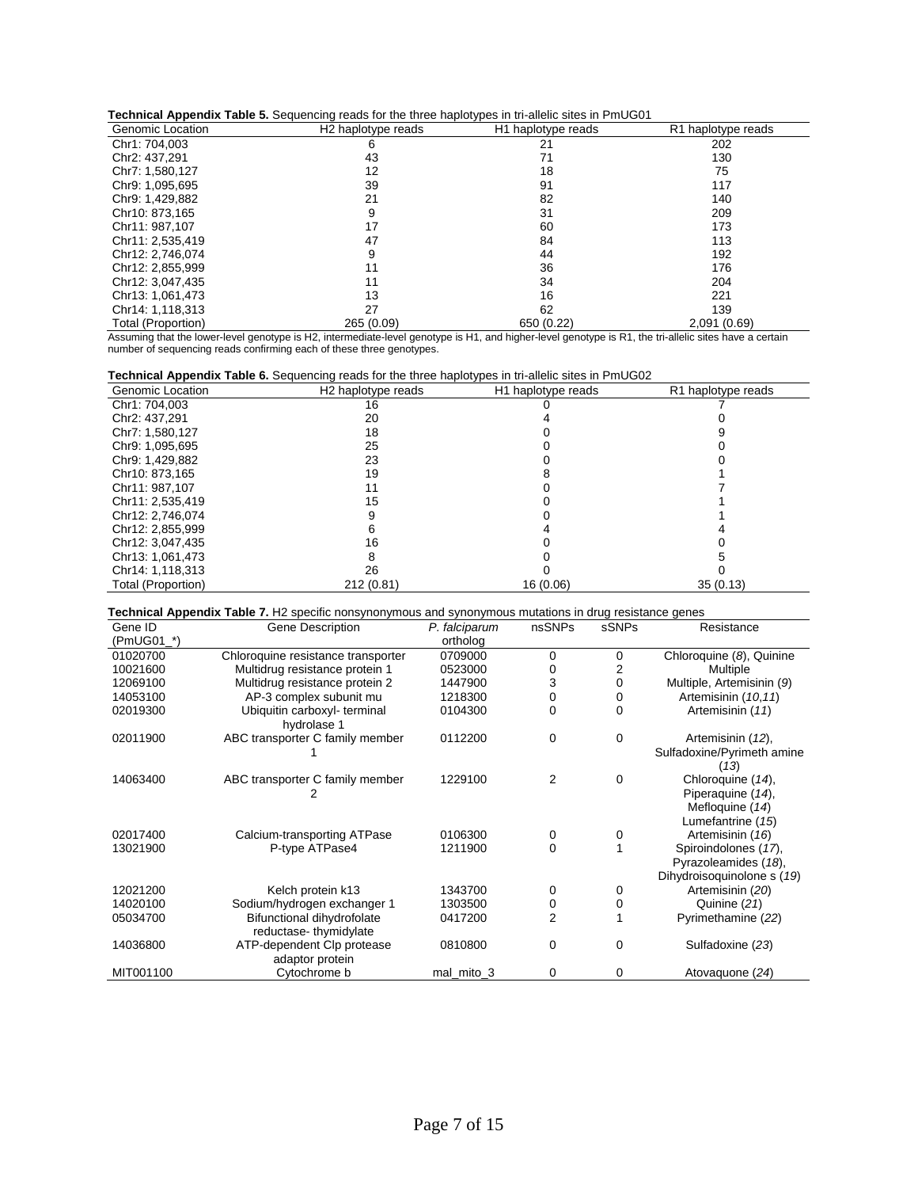**Technical Appendix Table 5.** Sequencing reads for the three haplotypes in tri-allelic sites in PmUG01

| Genomic Location | H2 haplotype reads | H1 haplotype reads | R1 haplotype reads |
|---|---|---|---|
| Chr1: 704,003 | 6 | 21 | 202 |
| Chr2: 437,291 | 43 | 71 | 130 |
| Chr7: 1,580,127 | 12 | 18 | 75 |
| Chr9: 1,095,695 | 39 | 91 | 117 |
| Chr9: 1,429,882 | 21 | 82 | 140 |
| Chr10: 873,165 | 9 | 31 | 209 |
| Chr11: 987,107 | 17 | 60 | 173 |
| Chr11: 2,535,419 | 47 | 84 | 113 |
| Chr12: 2,746,074 | 9 | 44 | 192 |
| Chr12: 2,855,999 | 11 | 36 | 176 |
| Chr12: 3,047,435 | 11 | 34 | 204 |
| Chr13: 1,061,473 | 13 | 16 | 221 |
| Chr14: 1,118,313 | 27 | 62 | 139 |
| Total (Proportion) | 265 (0.09) | 650 (0.22) | 2,091 (0.69) |

Assuming that the lower-level genotype is H2, intermediate-level genotype is H1, and higher-level genotype is R1, the tri-allelic sites have a certain number of sequencing reads confirming each of these three genotypes.

**Technical Appendix Table 6.** Sequencing reads for the three haplotypes in tri-allelic sites in PmUG02

| Genomic Location | H2 haplotype reads | H1 haplotype reads | R1 haplotype reads |
|---|---|---|---|
| Chr1: 704,003 | 16 | 0 | 7 |
| Chr2: 437,291 | 20 | 4 | 0 |
| Chr7: 1,580,127 | 18 | 0 | 9 |
| Chr9: 1,095,695 | 25 | 0 | 0 |
| Chr9: 1,429,882 | 23 | 0 | 0 |
| Chr10: 873,165 | 19 | 8 | 1 |
| Chr11: 987,107 | 11 | 0 | 7 |
| Chr11: 2,535,419 | 15 | 0 | 1 |
| Chr12: 2,746,074 | 9 | 0 | 1 |
| Chr12: 2,855,999 | 6 | 4 | 4 |
| Chr12: 3,047,435 | 16 | 0 | 0 |
| Chr13: 1,061,473 | 8 | 0 | 5 |
| Chr14: 1,118,313 | 26 | 0 | 0 |
| Total (Proportion) | 212 (0.81) | 16 (0.06) | 35 (0.13) |

**Technical Appendix Table 7.** H2 specific nonsynonymous and synonymous mutations in drug resistance genes

| Gene ID (PmUG01_*) | Gene Description | *P. falciparum* ortholog | nsSNPs | sSNPs | Resistance |
|---|---|---|---|---|---|
| 01020700 | Chloroquine resistance transporter | 0709000 | 0 | 0 | Chloroquine (*8*), Quinine |
| 10021600 | Multidrug resistance protein 1 | 0523000 | 0 | 2 | Multiple |
| 12069100 | Multidrug resistance protein 2 | 1447900 | 3 | 0 | Multiple, Artemisinin (*9*) |
| 14053100 | AP-3 complex subunit mu | 1218300 | 0 | 0 | Artemisinin (*10*,*11*) |
| 02019300 | Ubiquitin carboxyl- terminal hydrolase 1 | 0104300 | 0 | 0 | Artemisinin (*11*) |
| 02011900 | ABC transporter C family member 1 | 0112200 | 0 | 0 | Artemisinin (*12*), Sulfadoxine/Pyrimeth amine (*13*) |
| 14063400 | ABC transporter C family member 2 | 1229100 | 2 | 0 | Chloroquine (*14*), Piperaquine (*14*), Mefloquine (*14*) Lumefantrine (*15*) |
| 02017400 | Calcium-transporting ATPase | 0106300 | 0 | 0 | Artemisinin (*16*) |
| 13021900 | P-type ATPase4 | 1211900 | 0 | 1 | Spiroindolones (*17*), Pyrazoleamides (*18*), Dihydroisoquinolone s (*19*) |
| 12021200 | Kelch protein k13 | 1343700 | 0 | 0 | Artemisinin (*20*) |
| 14020100 | Sodium/hydrogen exchanger 1 | 1303500 | 0 | 0 | Quinine (*21*) |
| 05034700 | Bifunctional dihydrofolate reductase- thymidylate | 0417200 | 2 | 1 | Pyrimethamine (*22*) |
| 14036800 | ATP-dependent Clp protease adaptor protein | 0810800 | 0 | 0 | Sulfadoxine (*23*) |
| MIT001100 | Cytochrome b | mal_mito_3 | 0 | 0 | Atovaquone (*24*) |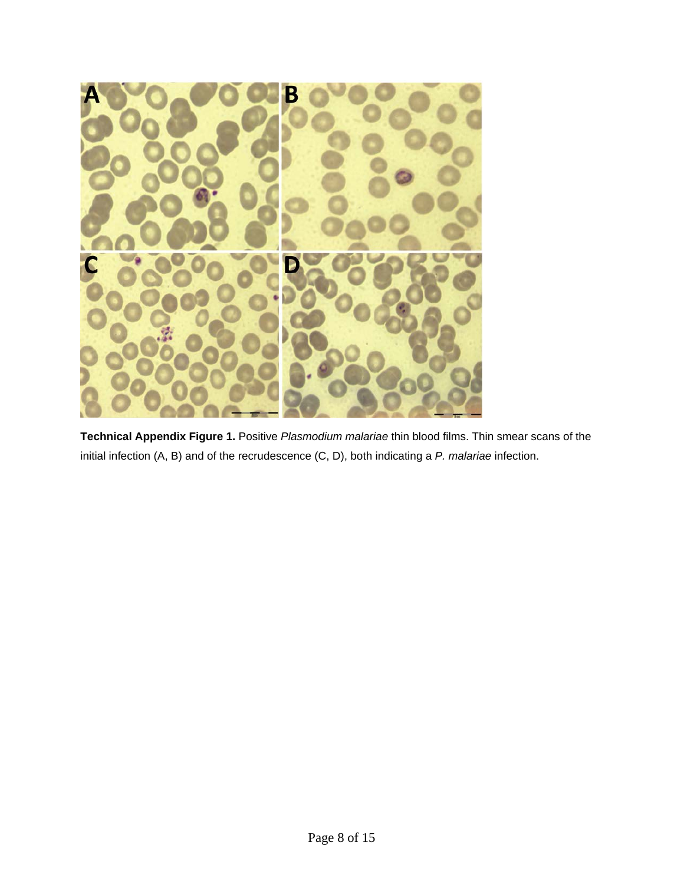**Technical Appendix Figure 1.** Positive *Plasmodium malariae* thin blood films. Thin smear scans of the initial infection (A, B) and of the recrudescence (C, D), both indicating a *P. malariae* infection.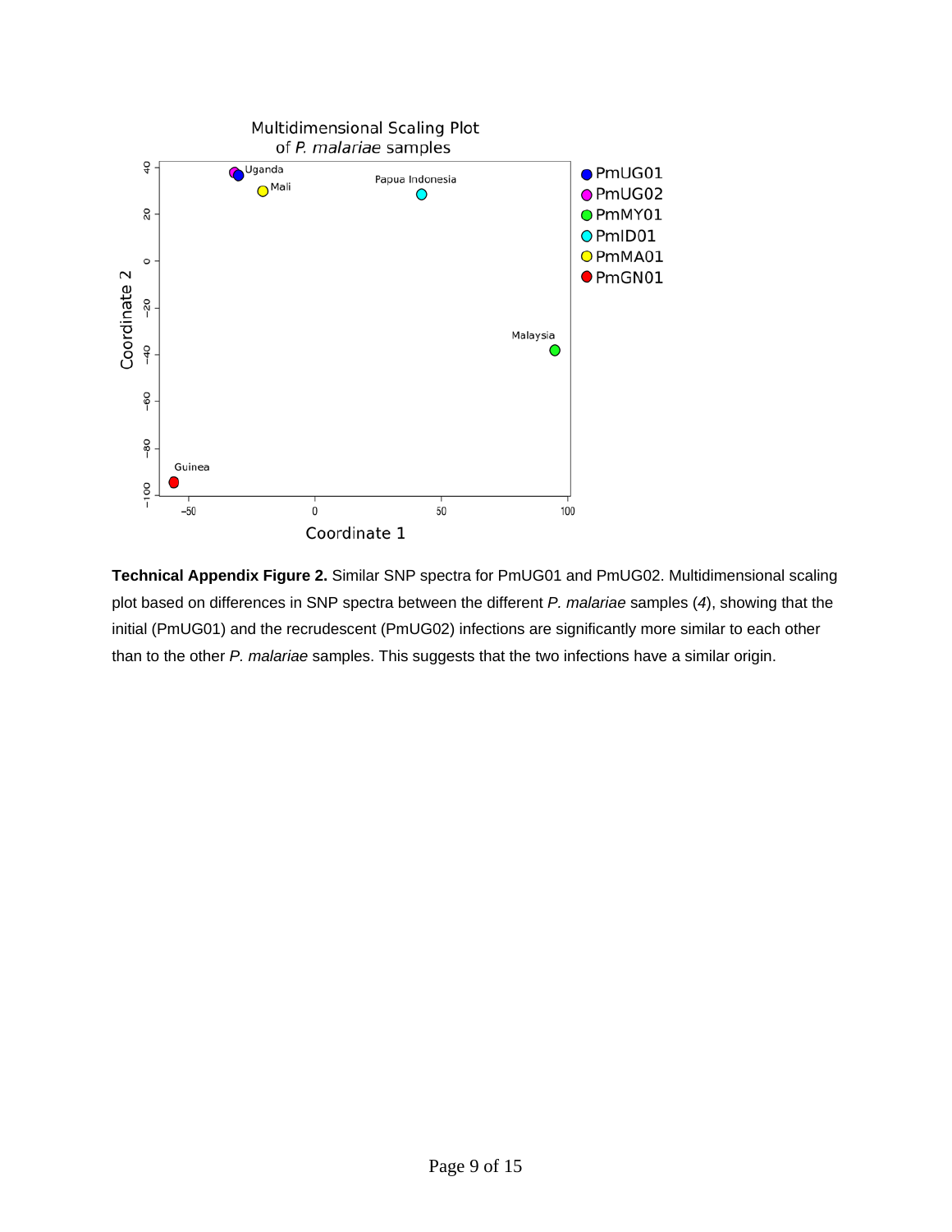**Technical Appendix Figure 2.** Similar SNP spectra for PmUG01 and PmUG02. Multidimensional scaling plot based on differences in SNP spectra between the different *P. malariae* samples (*4*), showing that the initial (PmUG01) and the recrudescent (PmUG02) infections are significantly more similar to each other than to the other *P. malariae* samples. This suggests that the two infections have a similar origin.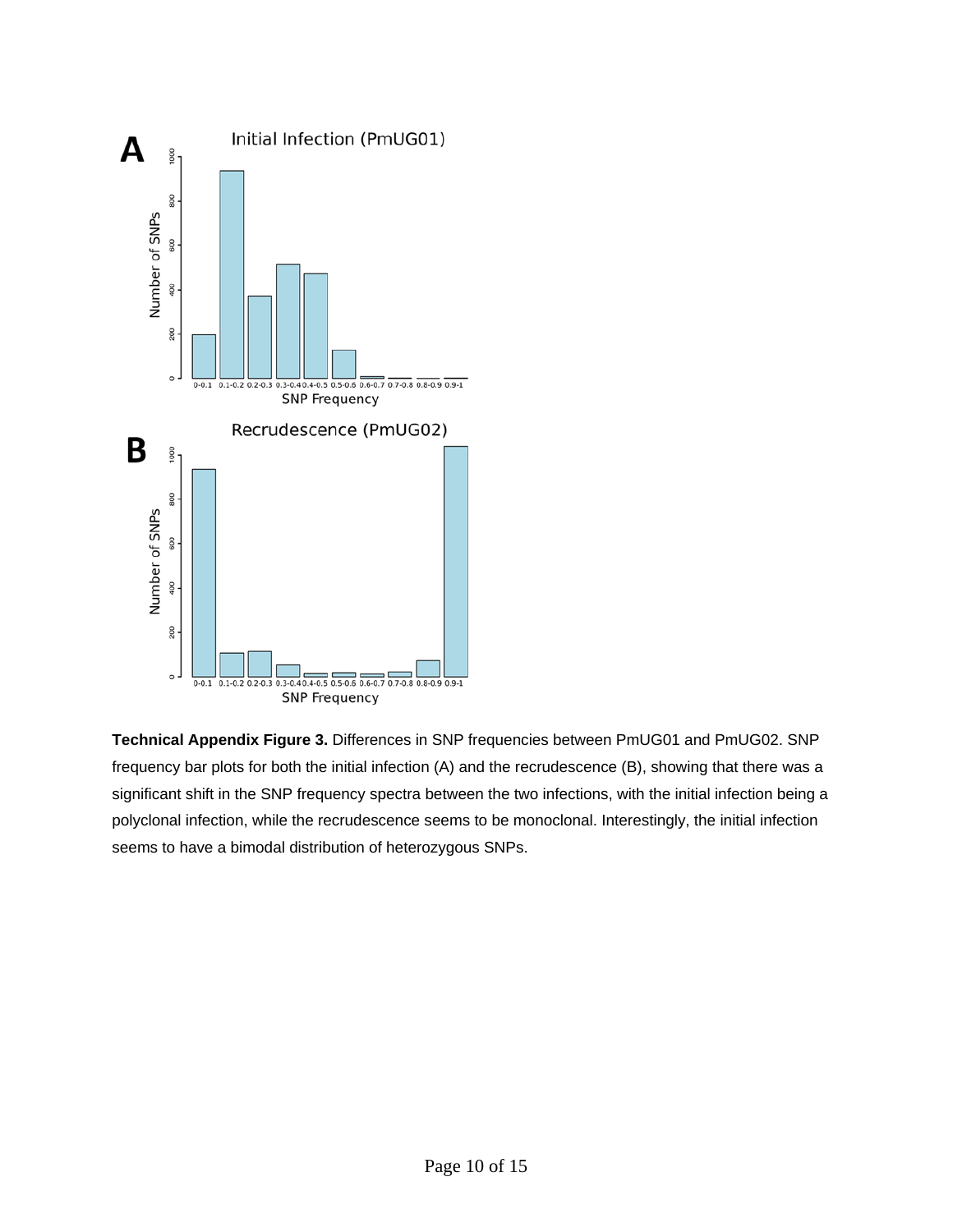**Technical Appendix Figure 3.** Differences in SNP frequencies between PmUG01 and PmUG02. SNP frequency bar plots for both the initial infection (A) and the recrudescence (B), showing that there was a significant shift in the SNP frequency spectra between the two infections, with the initial infection being a polyclonal infection, while the recrudescence seems to be monoclonal. Interestingly, the initial infection seems to have a bimodal distribution of heterozygous SNPs.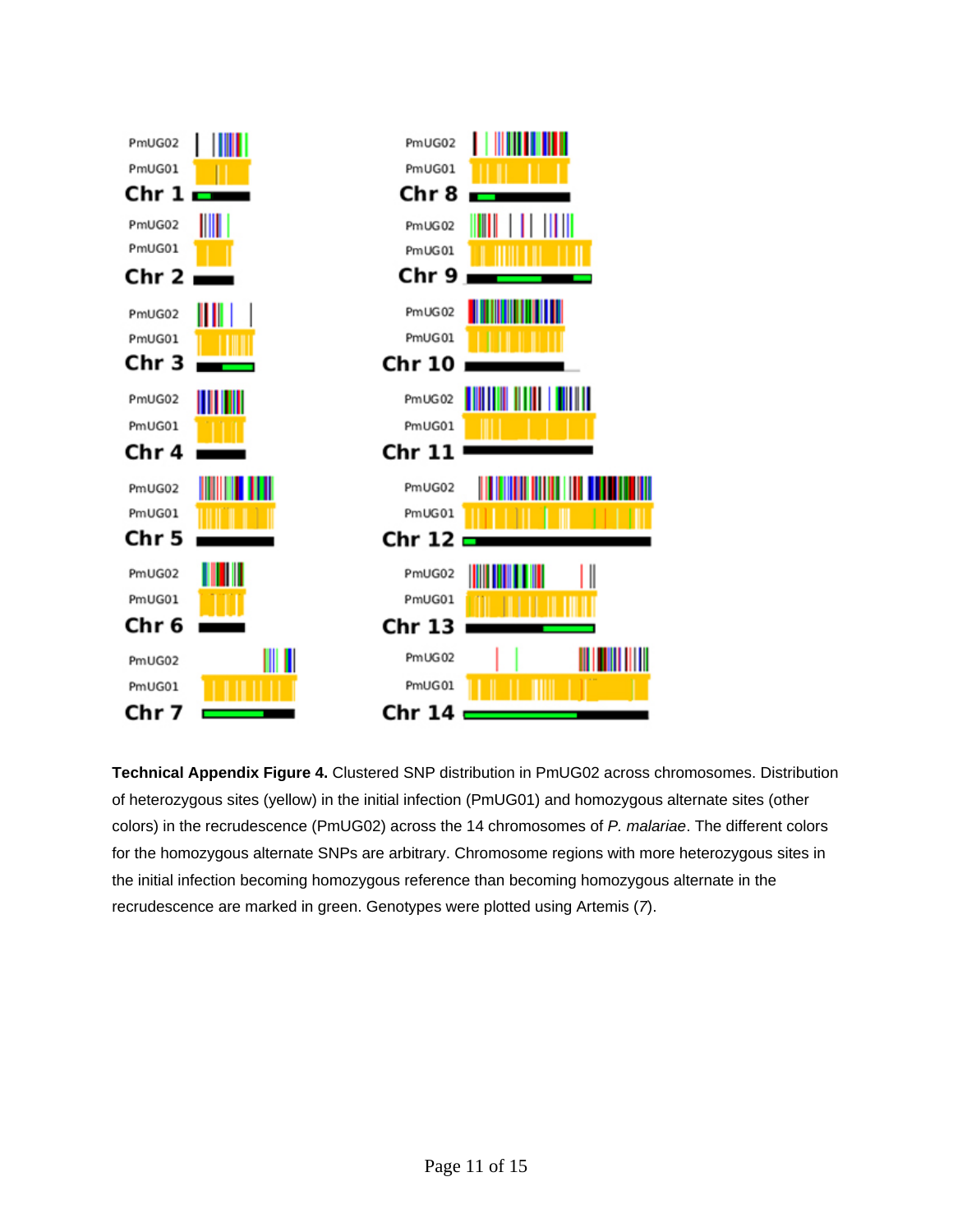**Technical Appendix Figure 4.** Clustered SNP distribution in PmUG02 across chromosomes. Distribution of heterozygous sites (yellow) in the initial infection (PmUG01) and homozygous alternate sites (other colors) in the recrudescence (PmUG02) across the 14 chromosomes of *P. malariae*. The different colors for the homozygous alternate SNPs are arbitrary. Chromosome regions with more heterozygous sites in the initial infection becoming homozygous reference than becoming homozygous alternate in the recrudescence are marked in green. Genotypes were plotted using Artemis (*7*).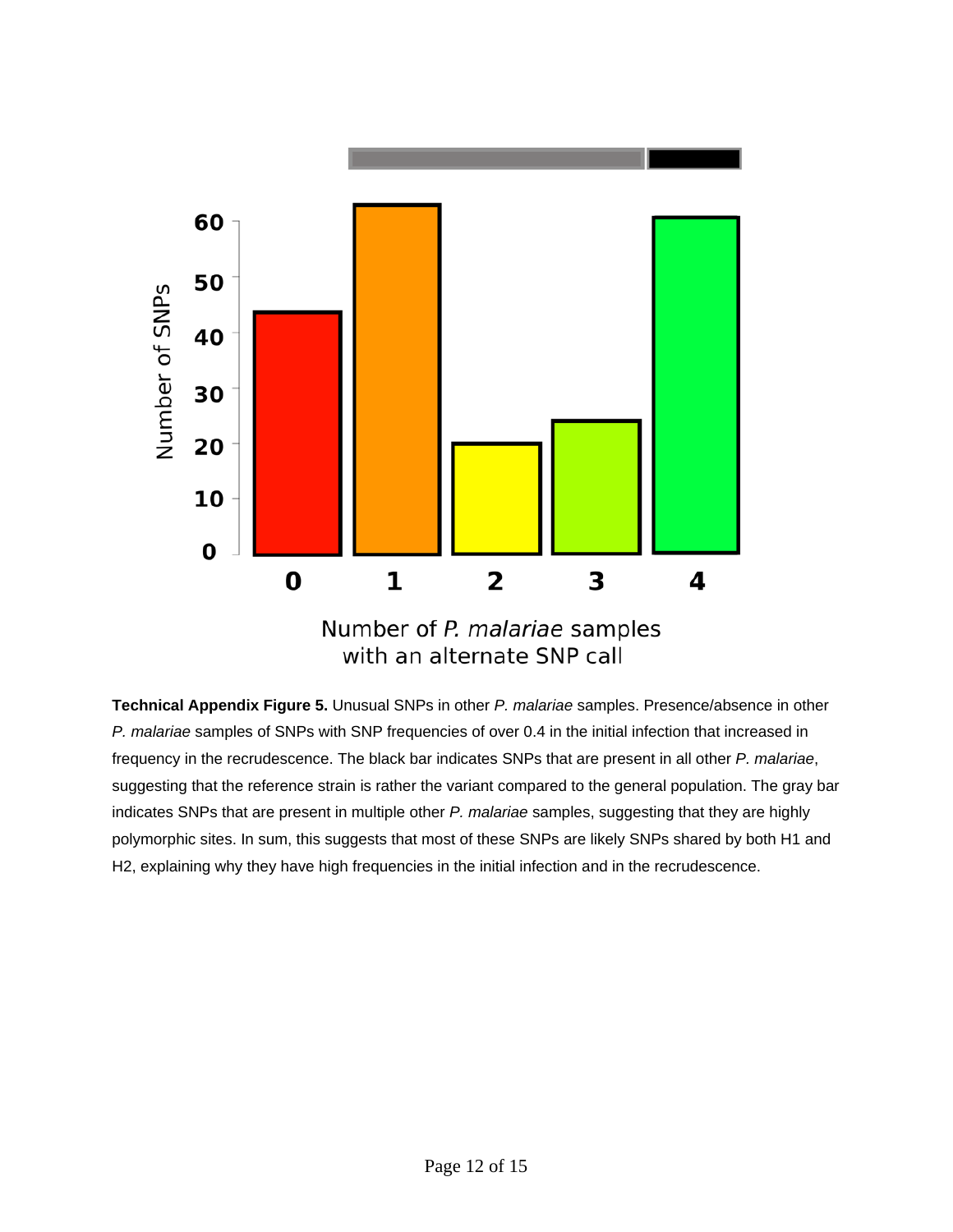**Technical Appendix Figure 5.** Unusual SNPs in other *P. malariae* samples. Presence/absence in other *P. malariae* samples of SNPs with SNP frequencies of over 0.4 in the initial infection that increased in frequency in the recrudescence. The black bar indicates SNPs that are present in all other *P. malariae*, suggesting that the reference strain is rather the variant compared to the general population. The gray bar indicates SNPs that are present in multiple other *P. malariae* samples, suggesting that they are highly polymorphic sites. In sum, this suggests that most of these SNPs are likely SNPs shared by both H1 and H2, explaining why they have high frequencies in the initial infection and in the recrudescence.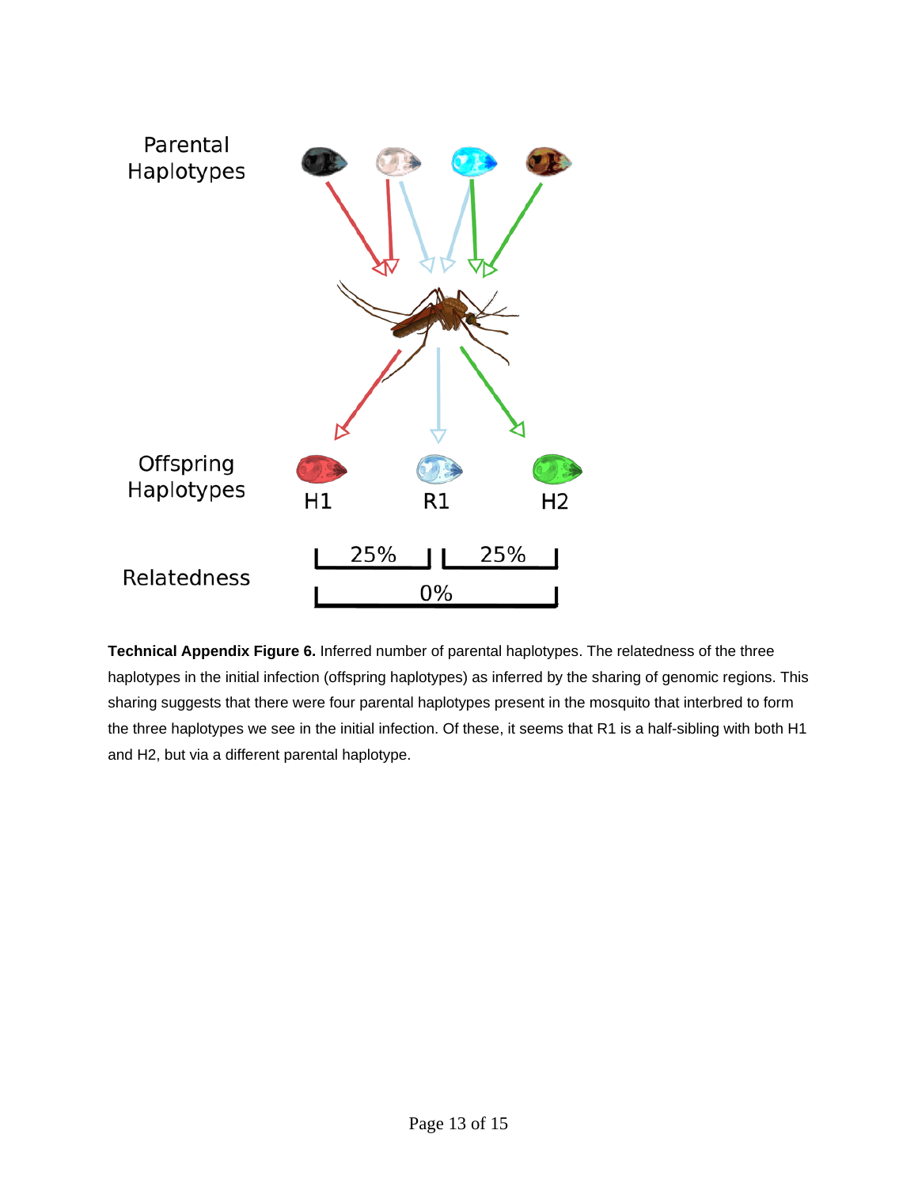**Technical Appendix Figure 6.** Inferred number of parental haplotypes. The relatedness of the three haplotypes in the initial infection (offspring haplotypes) as inferred by the sharing of genomic regions. This sharing suggests that there were four parental haplotypes present in the mosquito that interbred to form the three haplotypes we see in the initial infection. Of these, it seems that R1 is a half-sibling with both H1 and H2, but via a different parental haplotype.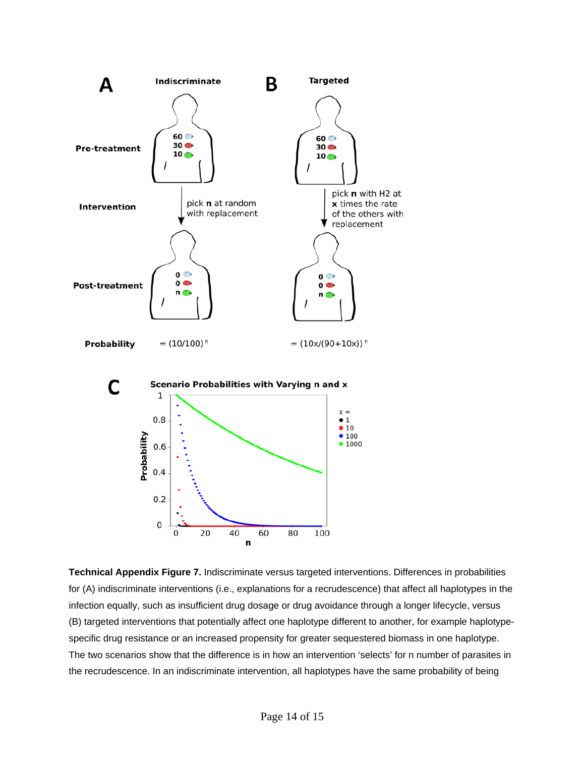**A** Indiscriminate

**B** Targeted

Pre-treatment: 60, 30, 10

Intervention: pick **n** at random with replacement | pick **n** with H2 at **x** times the rate of the others with replacement

Post-treatment: 0, 0, n

Probability $= (10/100)^n$ | $= (10x/(90+10x))^n$

**C** Scenario Probabilities with Varying n and x

**Technical Appendix Figure 7.** Indiscriminate versus targeted interventions. Differences in probabilities for (A) indiscriminate interventions (i.e., explanations for a recrudescence) that affect all haplotypes in the infection equally, such as insufficient drug dosage or drug avoidance through a longer lifecycle, versus (B) targeted interventions that potentially affect one haplotype different to another, for example haplotype-specific drug resistance or an increased propensity for greater sequestered biomass in one haplotype. The two scenarios show that the difference is in how an intervention 'selects' for n number of parasites in the recrudescence. In an indiscriminate intervention, all haplotypes have the same probability of being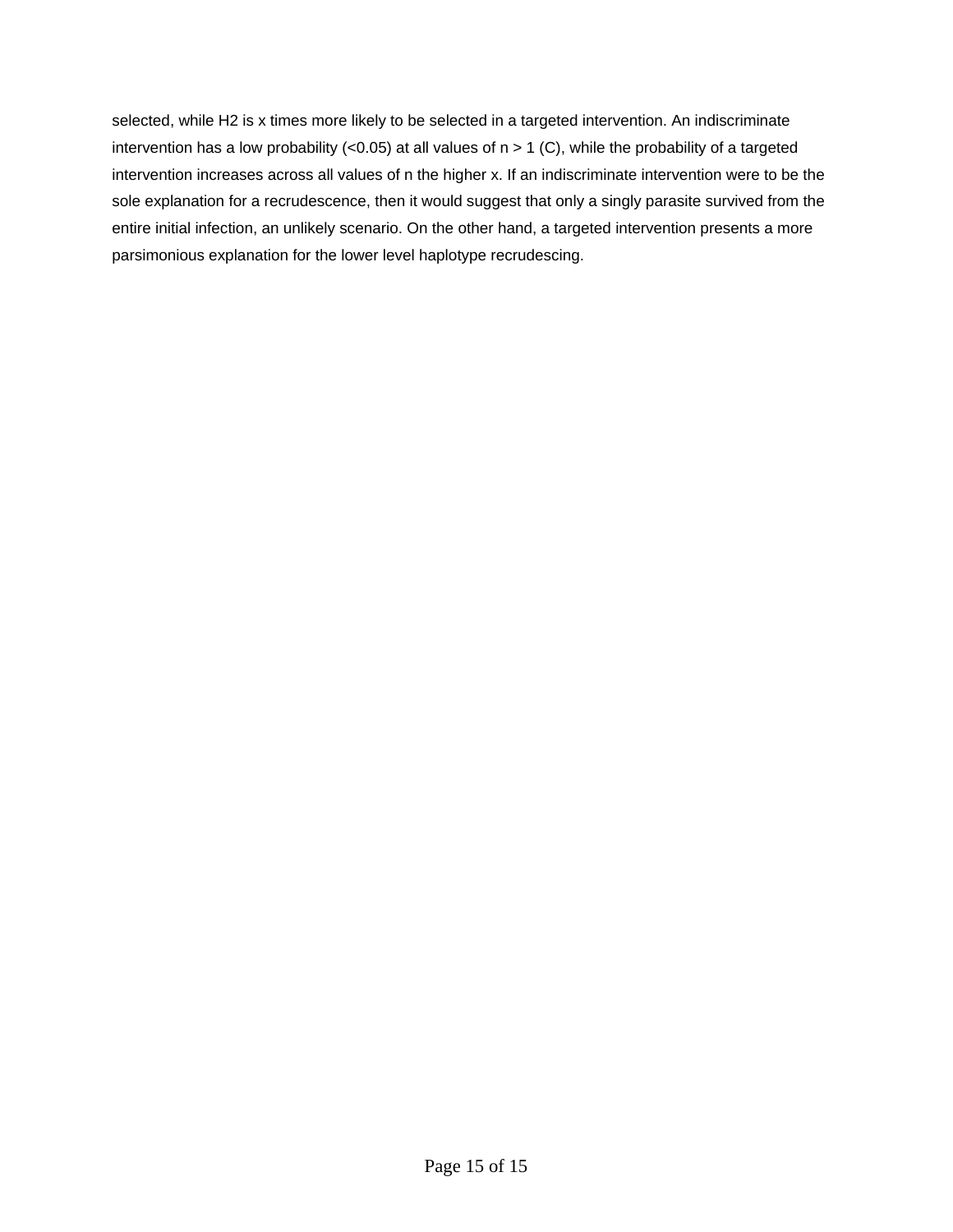selected, while H2 is x times more likely to be selected in a targeted intervention. An indiscriminate intervention has a low probability (<0.05) at all values of n > 1 (C), while the probability of a targeted intervention increases across all values of n the higher x. If an indiscriminate intervention were to be the sole explanation for a recrudescence, then it would suggest that only a singly parasite survived from the entire initial infection, an unlikely scenario. On the other hand, a targeted intervention presents a more parsimonious explanation for the lower level haplotype recrudescing.